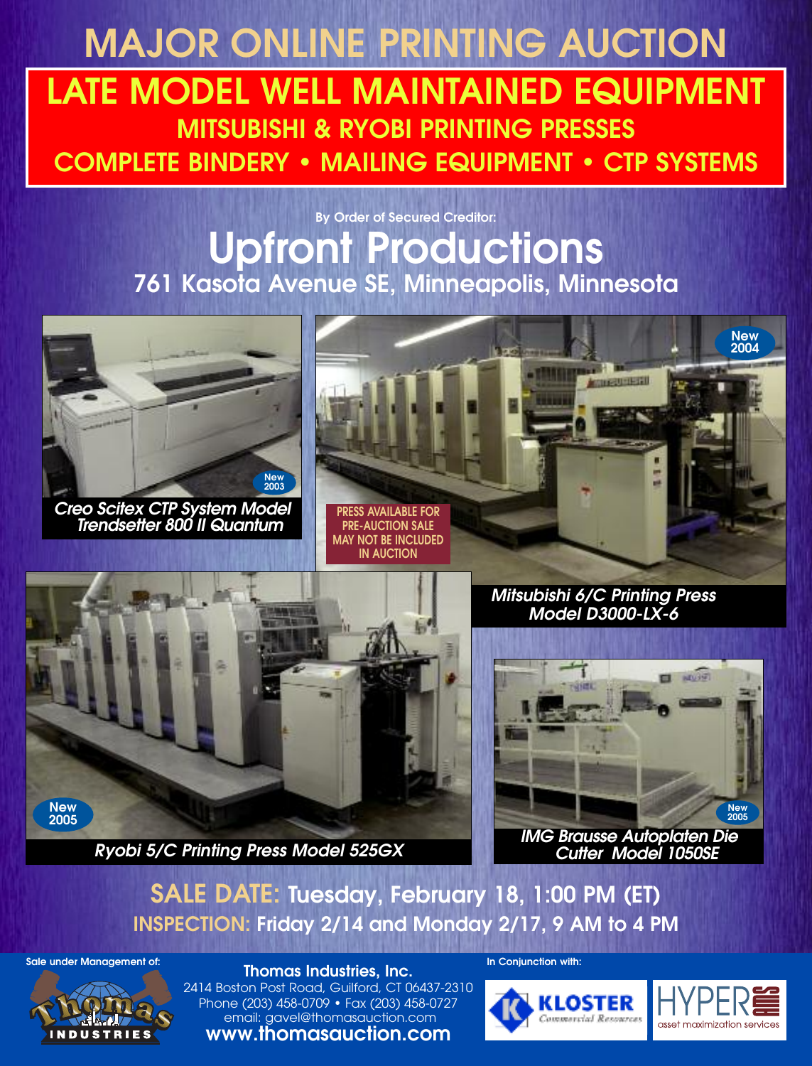# MAJOR ONLINE PRINTING AUCTION

## LATE MODEL WELL MAINTAINED EQUIPMENT

### MITSUBISHI & RYOBI PRINTING PRESSES

### COMPLETE BINDERY • MAILING EQUIPMENT • CTP SYSTEMS

**By Order of Secured Creditor:**

# Upfront Productions

## 761 Kasota Avenue SE, Minneapolis, Minnesota

New 2003

*Creo Scitex CTP System Model Trendsetter 800 II Quantum*

New 2004

PRESS AVAILABLE FOR PRE-AUCTION SALE MAY NOT BE INCLUDED IN AUCTION

*Mitsubishi 6/C Printing Press Model D3000-LX-6*

New 2005

*Ryobi 5/C Printing Press Model 525GX*

New 2005

*IMG Brausse Autoplaten Die Cutter Model 1050SE*

**SALE DATE:** Tuesday, February 18, 1:00 PM (ET)

**INSPECTION:** Friday 2/14 and Monday 2/17, 9 AM to 4 PM

Sale under Management of:

**Thomas Industries, Inc.**
2414 Boston Post Road, Guilford, CT 06437-2310
Phone (203) 458-0709 • Fax (203) 458-0727
email: gavel@thomasauction.com
**www.thomasauction.com**

In Conjunction with:

KLOSTER Commercial Resources

HYPER asset maximization services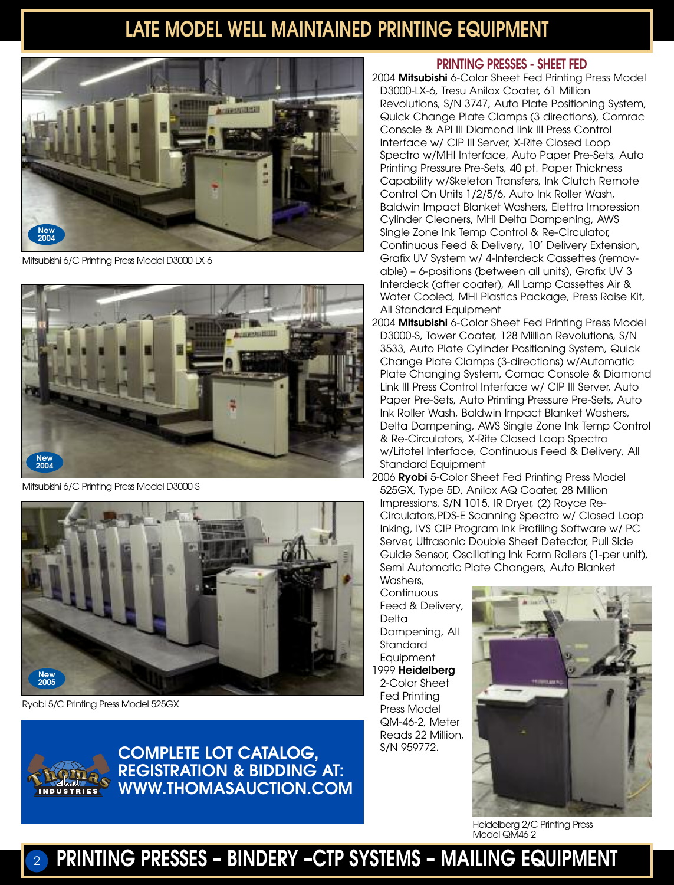# LATE MODEL WELL MAINTAINED PRINTING EQUIPMENT

New 2004

Mitsubishi 6/C Printing Press Model D3000-LX-6

New 2004

Mitsubishi 6/C Printing Press Model D3000-S

New 2005

Ryobi 5/C Printing Press Model 525GX

**COMPLETE LOT CATALOG, REGISTRATION & BIDDING AT: WWW.THOMASAUCTION.COM**

## PRINTING PRESSES - SHEET FED

2004 **Mitsubishi** 6-Color Sheet Fed Printing Press Model D3000-LX-6, Tresu Anilox Coater, 61 Million Revolutions, S/N 3747, Auto Plate Positioning System, Quick Change Plate Clamps (3 directions), Comrac Console & API III Diamond link III Press Control Interface w/ CIP III Server, X-Rite Closed Loop Spectro w/MHI Interface, Auto Paper Pre-Sets, Auto Printing Pressure Pre-Sets, 40 pt. Paper Thickness Capability w/Skeleton Transfers, Ink Clutch Remote Control On Units 1/2/5/6, Auto Ink Roller Wash, Baldwin Impact Blanket Washers, Elettra Impression Cylinder Cleaners, MHI Delta Dampening, AWS Single Zone Ink Temp Control & Re-Circulator, Continuous Feed & Delivery, 10' Delivery Extension, Grafix UV System w/ 4-Interdeck Cassettes (removable) – 6-positions (between all units), Grafix UV 3 Interdeck (after coater), All Lamp Cassettes Air & Water Cooled, MHI Plastics Package, Press Raise Kit, All Standard Equipment

2004 **Mitsubishi** 6-Color Sheet Fed Printing Press Model D3000-S, Tower Coater, 128 Million Revolutions, S/N 3533, Auto Plate Cylinder Positioning System, Quick Change Plate Clamps (3-directions) w/Automatic Plate Changing System, Comac Console & Diamond Link III Press Control Interface w/ CIP III Server, Auto Paper Pre-Sets, Auto Printing Pressure Pre-Sets, Auto Ink Roller Wash, Baldwin Impact Blanket Washers, Delta Dampening, AWS Single Zone Ink Temp Control & Re-Circulators, X-Rite Closed Loop Spectro w/Litotel Interface, Continuous Feed & Delivery, All Standard Equipment

2006 **Ryobi** 5-Color Sheet Fed Printing Press Model 525GX, Type 5D, Anilox AQ Coater, 28 Million Impressions, S/N 1015, IR Dryer, (2) Royce Re-Circulators,PDS-E Scanning Spectro w/ Closed Loop Inking, IVS CIP Program Ink Profiling Software w/ PC Server, Ultrasonic Double Sheet Detector, Pull Side Guide Sensor, Oscillating Ink Form Rollers (1-per unit), Semi Automatic Plate Changers, Auto Blanket Washers, Continuous Feed & Delivery, Delta Dampening, All Standard Equipment

1999 **Heidelberg** 2-Color Sheet Fed Printing Press Model QM-46-2, Meter Reads 22 Million, S/N 959772.

Heidelberg 2/C Printing Press Model QM46-2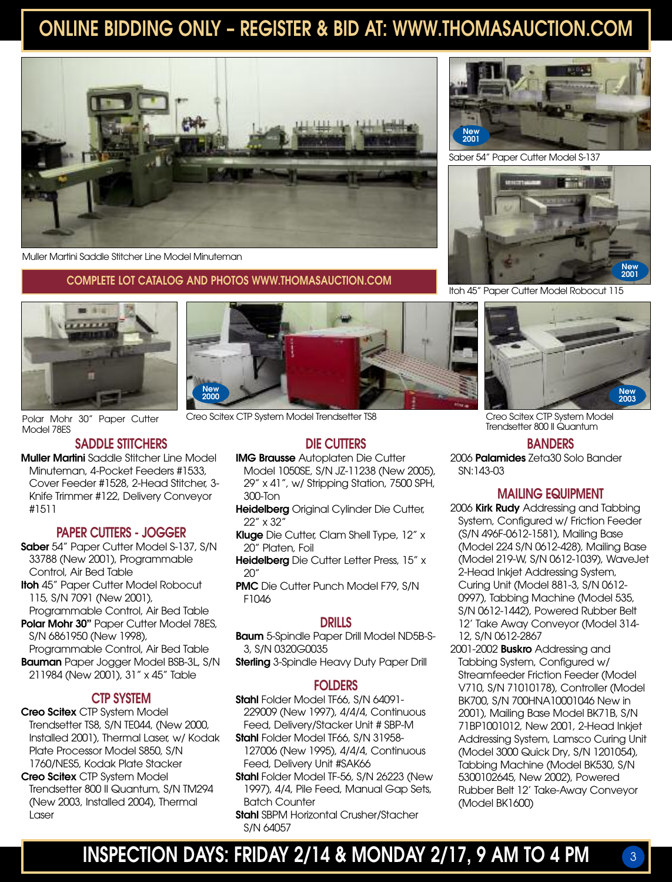# ONLINE BIDDING ONLY – REGISTER & BID AT: WWW.THOMASAUCTION.COM

Muller Martini Saddle Stitcher Line Model Minuteman

New 2001

Saber 54" Paper Cutter Model S-137

New 2001

Itoh 45" Paper Cutter Model Robocut 115

**COMPLETE LOT CATALOG AND PHOTOS WWW.THOMASAUCTION.COM**

Polar Mohr 30" Paper Cutter Model 78ES

New 2000

Creo Scitex CTP System Model Trendsetter TS8

New 2003

Creo Scitex CTP System Model Trendsetter 800 II Quantum

## SADDLE STITCHERS

**Muller Martini** Saddle Stitcher Line Model Minuteman, 4-Pocket Feeders #1533, Cover Feeder #1528, 2-Head Stitcher, 3-Knife Trimmer #122, Delivery Conveyor #1511

## PAPER CUTTERS - JOGGER

**Saber** 54" Paper Cutter Model S-137, S/N 33788 (New 2001), Programmable Control, Air Bed Table

**Itoh** 45" Paper Cutter Model Robocut 115, S/N 7091 (New 2001), Programmable Control, Air Bed Table

**Polar Mohr 30"** Paper Cutter Model 78ES, S/N 6861950 (New 1998), Programmable Control, Air Bed Table

**Bauman** Paper Jogger Model BSB-3L, S/N 211984 (New 2001), 31" x 45" Table

## CTP SYSTEM

**Creo Scitex** CTP System Model Trendsetter TS8, S/N TE044, (New 2000, Installed 2001), Thermal Laser, w/ Kodak Plate Processor Model S850, S/N 1760/NES5, Kodak Plate Stacker

**Creo Scitex** CTP System Model Trendsetter 800 II Quantum, S/N TM294 (New 2003, Installed 2004), Thermal Laser

## DIE CUTTERS

**IMG Brausse** Autoplaten Die Cutter Model 1050SE, S/N JZ-11238 (New 2005), 29" x 41", w/ Stripping Station, 7500 SPH, 300-Ton

**Heidelberg** Original Cylinder Die Cutter, 22" x 32"

**Kluge** Die Cutter, Clam Shell Type, 12" x 20" Platen, Foil

**Heidelberg** Die Cutter Letter Press, 15" x 20"

**PMC** Die Cutter Punch Model F79, S/N F1046

## DRILLS

**Baum** 5-Spindle Paper Drill Model ND5B-S-3, S/N 0320G0035

**Sterling** 3-Spindle Heavy Duty Paper Drill

## FOLDERS

**Stahl** Folder Model TF66, S/N 64091-229009 (New 1997), 4/4/4, Continuous Feed, Delivery/Stacker Unit # SBP-M

**Stahl** Folder Model TF66, S/N 31958-127006 (New 1995), 4/4/4, Continuous Feed, Delivery Unit #SAK66

**Stahl** Folder Model TF-56, S/N 26223 (New 1997), 4/4, Pile Feed, Manual Gap Sets, Batch Counter

**Stahl** SBPM Horizontal Crusher/Stacher S/N 64057

## BANDERS

2006 **Palamides** Zeta30 Solo Bander SN:143-03

## MAILING EQUIPMENT

2006 **Kirk Rudy** Addressing and Tabbing System, Configured w/ Friction Feeder (S/N 496F-0612-1581), Mailing Base (Model 224 S/N 0612-428), Mailing Base (Model 219-W, S/N 0612-1039), WaveJet 2-Head Inkjet Addressing System, Curing Unit (Model 881-3, S/N 0612-0997), Tabbing Machine (Model 535, S/N 0612-1442), Powered Rubber Belt 12' Take Away Conveyor (Model 314-12, S/N 0612-2867

2001-2002 **Buskro** Addressing and Tabbing System, Configured w/ Streamfeeder Friction Feeder (Model V710, S/N 71010178), Controller (Model BK700, S/N 700HNA10001046 New in 2001), Mailing Base Model BK71B, S/N 71BP1001012, New 2001, 2-Head Inkjet Addressing System, Lamsco Curing Unit (Model 3000 Quick Dry, S/N 1201054), Tabbing Machine (Model BK530, S/N 5300102645, New 2002), Powered Rubber Belt 12' Take-Away Conveyor (Model BK1600)

**INSPECTION DAYS: FRIDAY 2/14 & MONDAY 2/17, 9 AM TO 4 PM**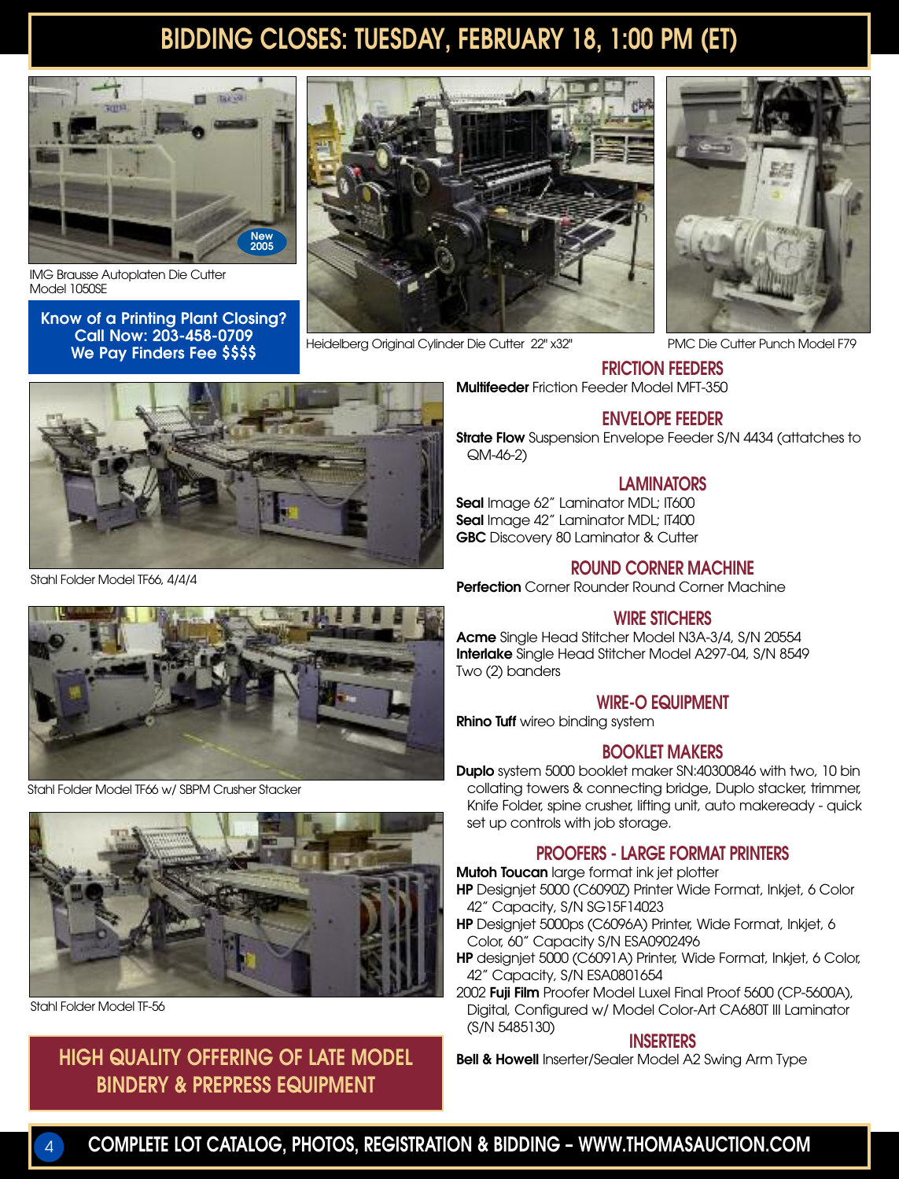# BIDDING CLOSES: TUESDAY, FEBRUARY 18, 1:00 PM (ET)

New 2005

IMG Brausse Autoplaten Die Cutter Model 1050SE

Heidelberg Original Cylinder Die Cutter 22" x32"

PMC Die Cutter Punch Model F79

**Know of a Printing Plant Closing? Call Now: 203-458-0709 We Pay Finders Fee $$$$**

Stahl Folder Model TF66, 4/4/4

Stahl Folder Model TF66 w/ SBPM Crusher Stacker

Stahl Folder Model TF-56

## HIGH QUALITY OFFERING OF LATE MODEL BINDERY & PREPRESS EQUIPMENT

### FRICTION FEEDERS

**Multifeeder** Friction Feeder Model MFT-350

### ENVELOPE FEEDER

**Strate Flow** Suspension Envelope Feeder S/N 4434 (attaches to QM-46-2)

### LAMINATORS

**Seal** Image 62" Laminator MDL; IT600
**Seal** Image 42" Laminator MDL; IT400
**GBC** Discovery 80 Laminator & Cutter

### ROUND CORNER MACHINE

**Perfection** Corner Rounder Round Corner Machine

### WIRE STICHERS

**Acme** Single Head Stitcher Model N3A-3/4, S/N 20554
**Interlake** Single Head Stitcher Model A297-04, S/N 8549
Two (2) banders

### WIRE-O EQUIPMENT

**Rhino Tuff** wireo binding system

### BOOKLET MAKERS

**Duplo** system 5000 booklet maker SN:40300846 with two, 10 bin collating towers & connecting bridge, Duplo stacker, trimmer, Knife Folder, spine crusher, lifting unit, auto makeready - quick set up controls with job storage.

### PROOFERS - LARGE FORMAT PRINTERS

**Mutoh Toucan** large format ink jet plotter
**HP** Designjet 5000 (C6090Z) Printer Wide Format, Inkjet, 6 Color 42" Capacity, S/N SG15F14023
**HP** Designjet 5000ps (C6096A) Printer, Wide Format, Inkjet, 6 Color, 60" Capacity S/N ESA0902496
**HP** designjet 5000 (C6091A) Printer, Wide Format, Inkjet, 6 Color, 42" Capacity, S/N ESA0801654
2002 **Fuji Film** Proofer Model Luxel Final Proof 5600 (CP-5600A), Digital, Configured w/ Model Color-Art CA680T III Laminator (S/N 5485130)

### INSERTERS

**Bell & Howell** Inserter/Sealer Model A2 Swing Arm Type

COMPLETE LOT CATALOG, PHOTOS, REGISTRATION & BIDDING – WWW.THOMASAUCTION.COM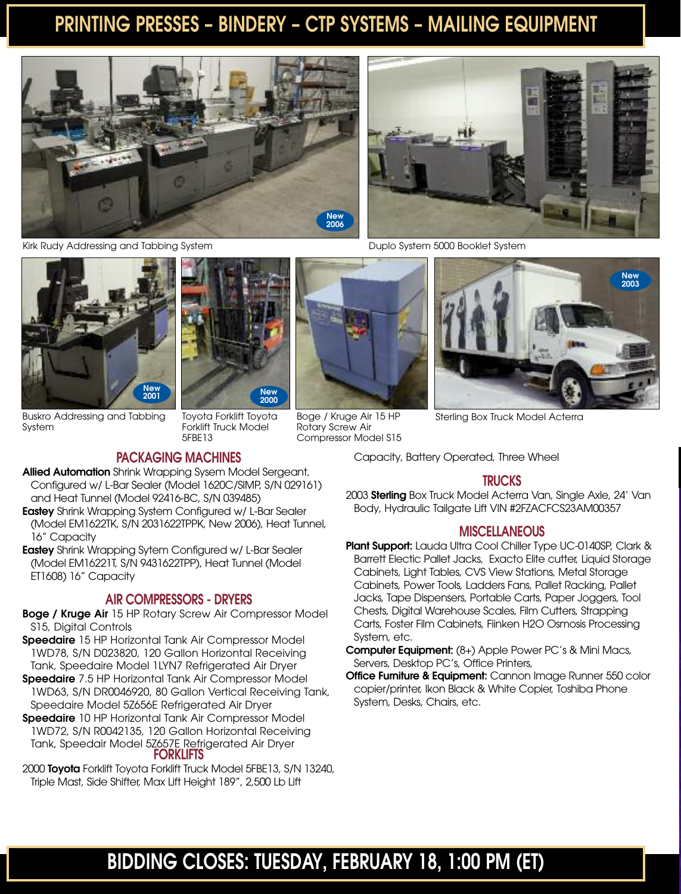# PRINTING PRESSES – BINDERY – CTP SYSTEMS – MAILING EQUIPMENT

New 2006

Kirk Rudy Addressing and Tabbing System

Duplo System 5000 Booklet System

New 2001

Buskro Addressing and Tabbing System

New 2000

Toyota Forklift Toyota Forklift Truck Model 5FBE13

Boge / Kruge Air 15 HP Rotary Screw Air Compressor Model S15

New 2003

Sterling Box Truck Model Acterra

## PACKAGING MACHINES

**Allied Automation** Shrink Wrapping Sysem Model Sergeant, Configured w/ L-Bar Sealer (Model 1620C/SIMP, S/N 029161) and Heat Tunnel (Model 92416-BC, S/N 039485)

**Eastey** Shrink Wrapping System Configured w/ L-Bar Sealer (Model EM1622TK, S/N 2031622TPPK, New 2006), Heat Tunnel, 16" Capacity

**Eastey** Shrink Wrapping Sytem Configured w/ L-Bar Sealer (Model EM1622IT, S/N 9431622TPP), Heat Tunnel (Model ET1608) 16" Capacity

## AIR COMPRESSORS - DRYERS

**Boge / Kruge Air** 15 HP Rotary Screw Air Compressor Model S15, Digital Controls

**Speedaire** 15 HP Horizontal Tank Air Compressor Model 1WD78, S/N D023820, 120 Gallon Horizontal Receiving Tank, Speedaire Model 1LYN7 Refrigerated Air Dryer

**Speedaire** 7.5 HP Horizontal Tank Air Compressor Model 1WD63, S/N DR0046920, 80 Gallon Vertical Receiving Tank, Speedaire Model 5Z656E Refrigerated Air Dryer

**Speedaire** 10 HP Horizontal Tank Air Compressor Model 1WD72, S/N R0042135, 120 Gallon Horizontal Receiving Tank, Speedair Model 5Z657E Refrigerated Air Dryer

## FORKLIFTS

2000 **Toyota** Forklift Toyota Forklift Truck Model 5FBE13, S/N 13240, Triple Mast, Side Shifter, Max Lift Height 189", 2,500 Lb Lift Capacity, Battery Operated, Three Wheel

## TRUCKS

2003 **Sterling** Box Truck Model Acterra Van, Single Axle, 24' Van Body, Hydraulic Tailgate Lift VIN #2FZACFCS23AM00357

## MISCELLANEOUS

**Plant Support:** Lauda Ultra Cool Chiller Type UC-0140SP, Clark & Barrett Electic Pallet Jacks, Exacto Elite cutter, Liquid Storage Cabinets, Light Tables, CVS View Stations, Metal Storage Cabinets, Power Tools, Ladders Fans, Pallet Racking, Pallet Jacks, Tape Dispensers, Portable Carts, Paper Joggers, Tool Chests, Digital Warehouse Scales, Film Cutters, Strapping Carts, Foster Film Cabinets, Fiinken H2O Osmosis Processing System, etc.

**Computer Equipment:** (8+) Apple Power PC's & Mini Macs, Servers, Desktop PC's, Office Printers,

**Office Furniture & Equipment:** Cannon Image Runner 550 color copier/printer, Ikon Black & White Copier, Toshiba Phone System, Desks, Chairs, etc.

**BIDDING CLOSES: TUESDAY, FEBRUARY 18, 1:00 PM (ET)**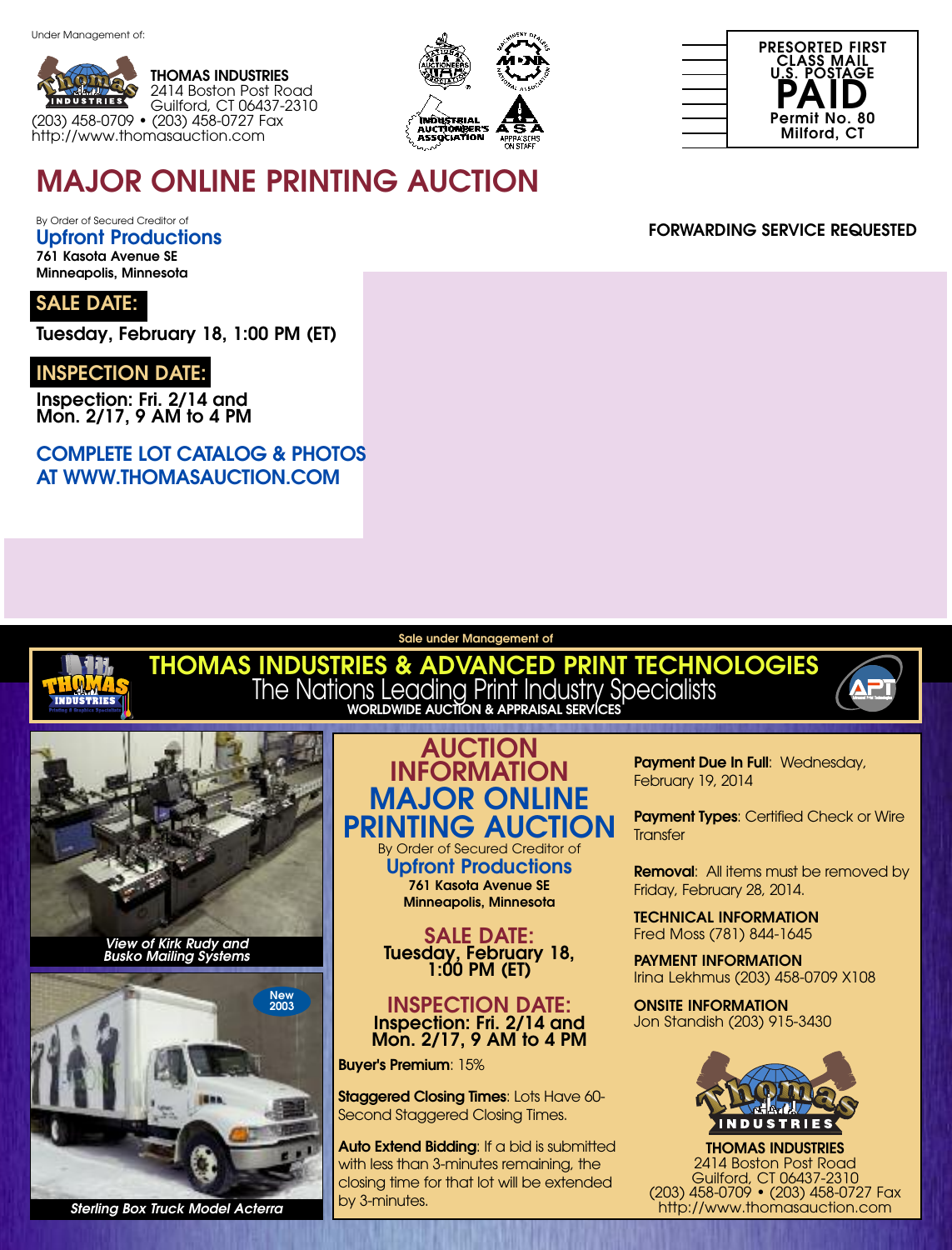Under Management of:

**THOMAS INDUSTRIES**
2414 Boston Post Road
Guilford, CT 06437-2310
(203) 458-0709 • (203) 458-0727 Fax
http://www.thomasauction.com

PRESORTED FIRST CLASS MAIL
U.S. POSTAGE
**PAID**
Permit No. 80
Milford, CT

# MAJOR ONLINE PRINTING AUCTION

By Order of Secured Creditor of
**Upfront Productions**
**761 Kasota Avenue SE**
**Minneapolis, Minnesota**

**FORWARDING SERVICE REQUESTED**

## SALE DATE:

**Tuesday, February 18, 1:00 PM (ET)**

## INSPECTION DATE:

**Inspection: Fri. 2/14 and Mon. 2/17, 9 AM to 4 PM**

**COMPLETE LOT CATALOG & PHOTOS AT WWW.THOMASAUCTION.COM**

Sale under Management of

## THOMAS INDUSTRIES & ADVANCED PRINT TECHNOLOGIES

The Nations Leading Print Industry Specialists
WORLDWIDE AUCTION & APPRAISAL SERVICES

*View of Kirk Rudy and Busko Mailing Systems*

New 2003

*Sterling Box Truck Model Acterra*

## AUCTION INFORMATION

## MAJOR ONLINE PRINTING AUCTION

By Order of Secured Creditor of
**Upfront Productions**
**761 Kasota Avenue SE**
**Minneapolis, Minnesota**

**SALE DATE:**
**Tuesday, February 18, 1:00 PM (ET)**

**INSPECTION DATE:**
**Inspection: Fri. 2/14 and Mon. 2/17, 9 AM to 4 PM**

**Buyer's Premium**: 15%

**Staggered Closing Times**: Lots Have 60-Second Staggered Closing Times.

**Auto Extend Bidding**: If a bid is submitted with less than 3-minutes remaining, the closing time for that lot will be extended by 3-minutes.

**Payment Due In Full**: Wednesday, February 19, 2014

**Payment Types**: Certified Check or Wire Transfer

**Removal**: All items must be removed by Friday, February 28, 2014.

**TECHNICAL INFORMATION**
Fred Moss (781) 844-1645

**PAYMENT INFORMATION**
Irina Lekhmus (203) 458-0709 X108

**ONSITE INFORMATION**
Jon Standish (203) 915-3430

**THOMAS INDUSTRIES**
2414 Boston Post Road
Guilford, CT 06437-2310
(203) 458-0709 • (203) 458-0727 Fax
http://www.thomasauction.com